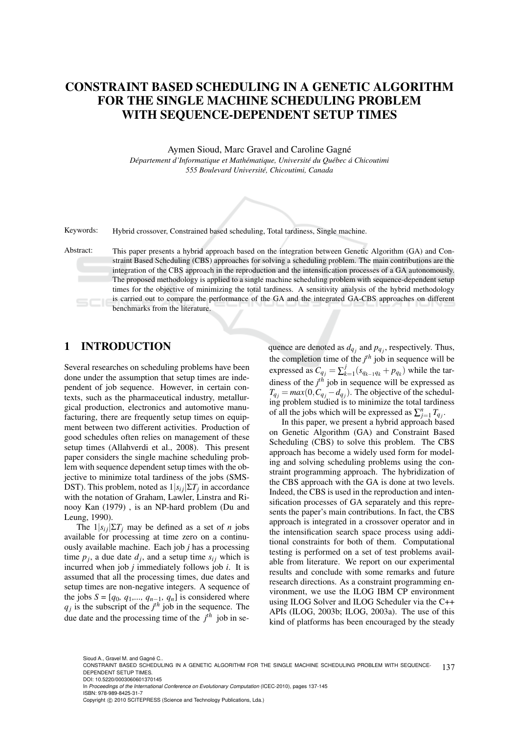# CONSTRAINT BASED SCHEDULING IN A GENETIC ALGORITHM FOR THE SINGLE MACHINE SCHEDULING PROBLEM WITH SEQUENCE-DEPENDENT SETUP TIMES

Aymen Sioud, Marc Gravel and Caroline Gagné

*Département d'Informatique et Mathématique, Université du Québec á Chicoutimi*
*555 Boulevard Université, Chicoutimi, Canada*

Keywords: Hybrid crossover, Constrained based scheduling, Total tardiness, Single machine.

Abstract: This paper presents a hybrid approach based on the integration between Genetic Algorithm (GA) and Constraint Based Scheduling (CBS) approaches for solving a scheduling problem. The main contributions are the integration of the CBS approach in the reproduction and the intensification processes of a GA autonomously. The proposed methodology is applied to a single machine scheduling problem with sequence-dependent setup times for the objective of minimizing the total tardiness. A sensitivity analysis of the hybrid methodology is carried out to compare the performance of the GA and the integrated GA-CBS approaches on different benchmarks from the literature.

## 1 INTRODUCTION

Several researches on scheduling problems have been done under the assumption that setup times are independent of job sequence. However, in certain contexts, such as the pharmaceutical industry, metallurgical production, electronics and automotive manufacturing, there are frequently setup times on equipment between two different activities. Production of good schedules often relies on management of these setup times (Allahverdi et al., 2008). This present paper considers the single machine scheduling problem with sequence dependent setup times with the objective to minimize total tardiness of the jobs (SMSDST). This problem, noted as $1|s_{ij}|\Sigma T_j$ in accordance with the notation of Graham, Lawler, Linstra and Rinooy Kan (1979) , is an NP-hard problem (Du and Leung, 1990).

The $1|s_{ij}|\Sigma T_j$ may be defined as a set of $n$ jobs available for processing at time zero on a continuously available machine. Each job $j$ has a processing time $p_j$, a due date $d_j$, and a setup time $s_{ij}$ which is incurred when job $j$ immediately follows job $i$. It is assumed that all the processing times, due dates and setup times are non-negative integers. A sequence of the jobs $S = [q_0, q_1, ..., q_{n-1}, q_n]$ is considered where $q_j$ is the subscript of the $j^{th}$ job in the sequence. The due date and the processing time of the $j^{th}$ job in sequence are denoted as $d_{q_j}$ and $p_{q_j}$, respectively. Thus, the completion time of the $j^{th}$ job in sequence will be expressed as $C_{q_j} = \sum_{k=1}^{j}(s_{q_{k-1}q_k} + p_{q_k})$ while the tardiness of the $j^{th}$ job in sequence will be expressed as $T_{q_j} = max(0, C_{q_j} - d_{q_j})$. The objective of the scheduling problem studied is to minimize the total tardiness of all the jobs which will be expressed as $\sum_{j=1}^{n} T_{q_j}$.

In this paper, we present a hybrid approach based on Genetic Algorithm (GA) and Constraint Based Scheduling (CBS) to solve this problem. The CBS approach has become a widely used form for modeling and solving scheduling problems using the constraint programming approach. The hybridization of the CBS approach with the GA is done at two levels. Indeed, the CBS is used in the reproduction and intensification processes of GA separately and this represents the paper's main contributions. In fact, the CBS approach is integrated in a crossover operator and in the intensification search space process using additional constraints for both of them. Computational testing is performed on a set of test problems available from literature. We report on our experimental results and conclude with some remarks and future research directions. As a constraint programming environment, we use the ILOG IBM CP environment using ILOG Solver and ILOG Scheduler via the C++ APIs (ILOG, 2003b; ILOG, 2003a). The use of this kind of platforms has been encouraged by the steady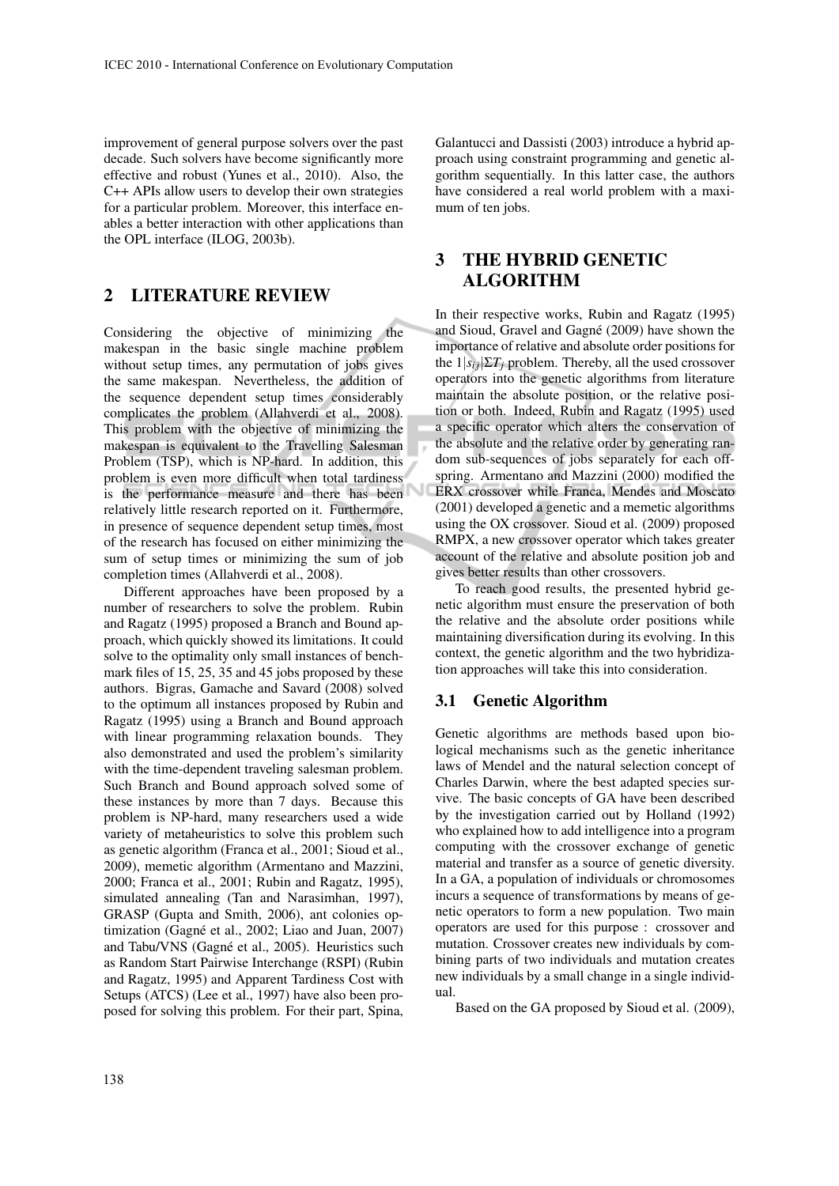improvement of general purpose solvers over the past decade. Such solvers have become significantly more effective and robust (Yunes et al., 2010). Also, the C++ APIs allow users to develop their own strategies for a particular problem. Moreover, this interface enables a better interaction with other applications than the OPL interface (ILOG, 2003b).

## 2 LITERATURE REVIEW

Considering the objective of minimizing the makespan in the basic single machine problem without setup times, any permutation of jobs gives the same makespan. Nevertheless, the addition of the sequence dependent setup times considerably complicates the problem (Allahverdi et al., 2008). This problem with the objective of minimizing the makespan is equivalent to the Travelling Salesman Problem (TSP), which is NP-hard. In addition, this problem is even more difficult when total tardiness is the performance measure and there has been relatively little research reported on it. Furthermore, in presence of sequence dependent setup times, most of the research has focused on either minimizing the sum of setup times or minimizing the sum of job completion times (Allahverdi et al., 2008).

Different approaches have been proposed by a number of researchers to solve the problem. Rubin and Ragatz (1995) proposed a Branch and Bound approach, which quickly showed its limitations. It could solve to the optimality only small instances of benchmark files of 15, 25, 35 and 45 jobs proposed by these authors. Bigras, Gamache and Savard (2008) solved to the optimum all instances proposed by Rubin and Ragatz (1995) using a Branch and Bound approach with linear programming relaxation bounds. They also demonstrated and used the problem's similarity with the time-dependent traveling salesman problem. Such Branch and Bound approach solved some of these instances by more than 7 days. Because this problem is NP-hard, many researchers used a wide variety of metaheuristics to solve this problem such as genetic algorithm (Franca et al., 2001; Sioud et al., 2009), memetic algorithm (Armentano and Mazzini, 2000; Franca et al., 2001; Rubin and Ragatz, 1995), simulated annealing (Tan and Narasimhan, 1997), GRASP (Gupta and Smith, 2006), ant colonies optimization (Gagné et al., 2002; Liao and Juan, 2007) and Tabu/VNS (Gagné et al., 2005). Heuristics such as Random Start Pairwise Interchange (RSPI) (Rubin and Ragatz, 1995) and Apparent Tardiness Cost with Setups (ATCS) (Lee et al., 1997) have also been proposed for solving this problem. For their part, Spina, Galantucci and Dassisti (2003) introduce a hybrid approach using constraint programming and genetic algorithm sequentially. In this latter case, the authors have considered a real world problem with a maximum of ten jobs.

## 3 THE HYBRID GENETIC ALGORITHM

In their respective works, Rubin and Ragatz (1995) and Sioud, Gravel and Gagné (2009) have shown the importance of relative and absolute order positions for the $1|s_{ij}|\Sigma T_j$ problem. Thereby, all the used crossover operators into the genetic algorithms from literature maintain the absolute position, or the relative position or both. Indeed, Rubin and Ragatz (1995) used a specific operator which alters the conservation of the absolute and the relative order by generating random sub-sequences of jobs separately for each offspring. Armentano and Mazzini (2000) modified the ERX crossover while Franca, Mendes and Moscato (2001) developed a genetic and a memetic algorithms using the OX crossover. Sioud et al. (2009) proposed RMPX, a new crossover operator which takes greater account of the relative and absolute position job and gives better results than other crossovers.

To reach good results, the presented hybrid genetic algorithm must ensure the preservation of both the relative and the absolute order positions while maintaining diversification during its evolving. In this context, the genetic algorithm and the two hybridization approaches will take this into consideration.

### 3.1 Genetic Algorithm

Genetic algorithms are methods based upon biological mechanisms such as the genetic inheritance laws of Mendel and the natural selection concept of Charles Darwin, where the best adapted species survive. The basic concepts of GA have been described by the investigation carried out by Holland (1992) who explained how to add intelligence into a program computing with the crossover exchange of genetic material and transfer as a source of genetic diversity. In a GA, a population of individuals or chromosomes incurs a sequence of transformations by means of genetic operators to form a new population. Two main operators are used for this purpose : crossover and mutation. Crossover creates new individuals by combining parts of two individuals and mutation creates new individuals by a small change in a single individual.

Based on the GA proposed by Sioud et al. (2009),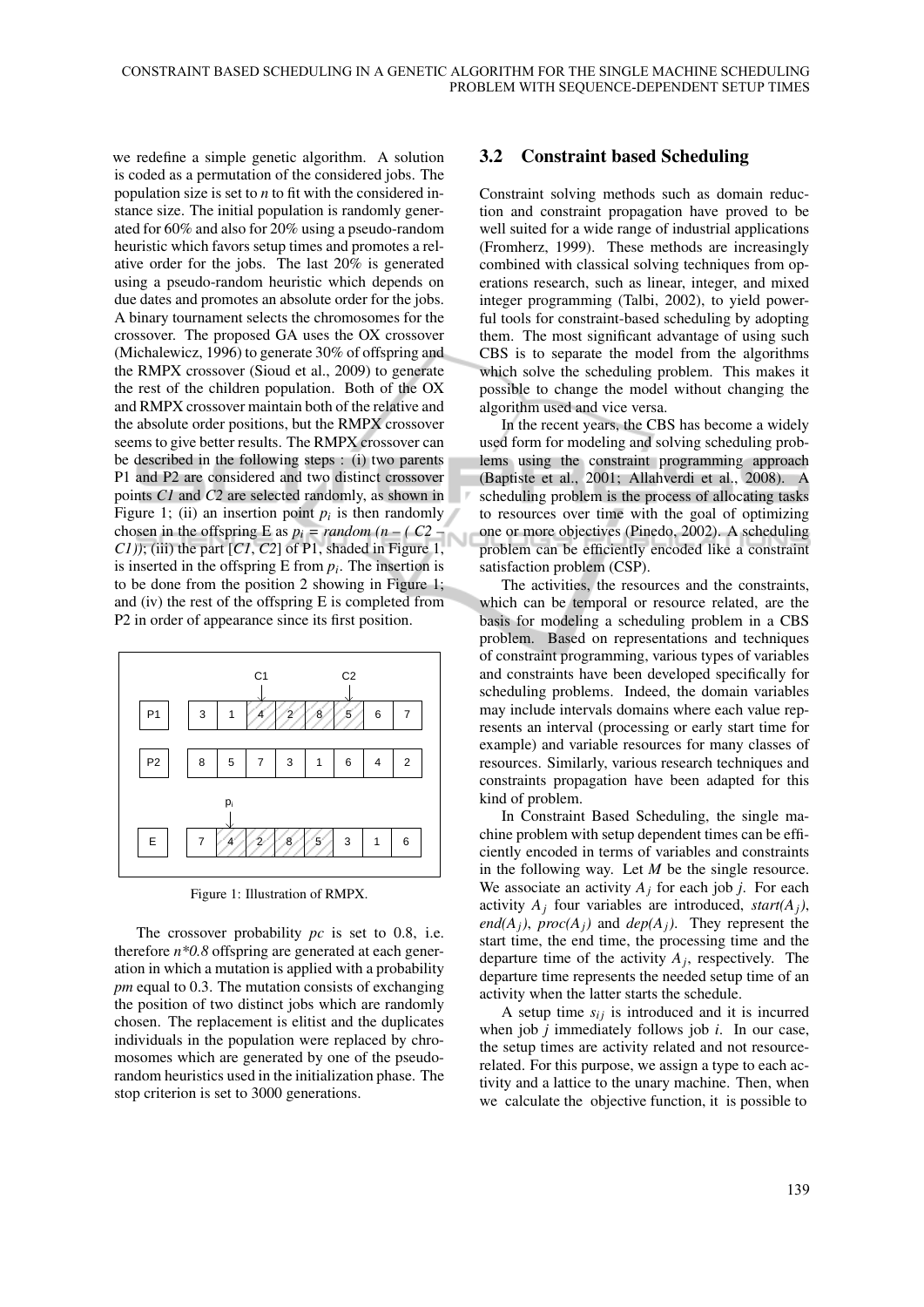we redefine a simple genetic algorithm. A solution is coded as a permutation of the considered jobs. The population size is set to $n$ to fit with the considered instance size. The initial population is randomly generated for 60% and also for 20% using a pseudo-random heuristic which favors setup times and promotes a relative order for the jobs. The last 20% is generated using a pseudo-random heuristic which depends on due dates and promotes an absolute order for the jobs. A binary tournament selects the chromosomes for the crossover. The proposed GA uses the OX crossover (Michalewicz, 1996) to generate 30% of offspring and the RMPX crossover (Sioud et al., 2009) to generate the rest of the children population. Both of the OX and RMPX crossover maintain both of the relative and the absolute order positions, but the RMPX crossover seems to give better results. The RMPX crossover can be described in the following steps : (i) two parents P1 and P2 are considered and two distinct crossover points *C1* and *C2* are selected randomly, as shown in Figure 1; (ii) an insertion point $p_i$ is then randomly chosen in the offspring E as $p_i$ = *random (n – ( C2 – C1))*; (iii) the part [*C1*, *C2*] of P1, shaded in Figure 1, is inserted in the offspring E from $p_i$. The insertion is to be done from the position 2 showing in Figure 1; and (iv) the rest of the offspring E is completed from P2 in order of appearance since its first position.

| | | | | | | | | |
|---|---|---|---|---|---|---|---|---|
| P1 | 3 | 1 | 4 | 2 | 8 | 5 | 6 | 7 |
| P2 | 8 | 5 | 7 | 3 | 1 | 6 | 4 | 2 |
| E | 7 | 4 | 2 | 8 | 5 | 3 | 1 | 6 |

Figure 1: Illustration of RMPX.

The crossover probability *pc* is set to 0.8, i.e. therefore *n\*0.8* offspring are generated at each generation in which a mutation is applied with a probability *pm* equal to 0.3. The mutation consists of exchanging the position of two distinct jobs which are randomly chosen. The replacement is elitist and the duplicates individuals in the population were replaced by chromosomes which are generated by one of the pseudo-random heuristics used in the initialization phase. The stop criterion is set to 3000 generations.

## 3.2 Constraint based Scheduling

Constraint solving methods such as domain reduction and constraint propagation have proved to be well suited for a wide range of industrial applications (Fromherz, 1999). These methods are increasingly combined with classical solving techniques from operations research, such as linear, integer, and mixed integer programming (Talbi, 2002), to yield powerful tools for constraint-based scheduling by adopting them. The most significant advantage of using such CBS is to separate the model from the algorithms which solve the scheduling problem. This makes it possible to change the model without changing the algorithm used and vice versa.

In the recent years, the CBS has become a widely used form for modeling and solving scheduling problems using the constraint programming approach (Baptiste et al., 2001; Allahverdi et al., 2008). A scheduling problem is the process of allocating tasks to resources over time with the goal of optimizing one or more objectives (Pinedo, 2002). A scheduling problem can be efficiently encoded like a constraint satisfaction problem (CSP).

The activities, the resources and the constraints, which can be temporal or resource related, are the basis for modeling a scheduling problem in a CBS problem. Based on representations and techniques of constraint programming, various types of variables and constraints have been developed specifically for scheduling problems. Indeed, the domain variables may include intervals domains where each value represents an interval (processing or early start time for example) and variable resources for many classes of resources. Similarly, various research techniques and constraints propagation have been adapted for this kind of problem.

In Constraint Based Scheduling, the single machine problem with setup dependent times can be efficiently encoded in terms of variables and constraints in the following way. Let $M$ be the single resource. We associate an activity $A_j$ for each job $j$. For each activity $A_j$ four variables are introduced, *start*($A_j$), *end*($A_j$), *proc*($A_j$) and *dep*($A_j$). They represent the start time, the end time, the processing time and the departure time of the activity $A_j$, respectively. The departure time represents the needed setup time of an activity when the latter starts the schedule.

A setup time $s_{ij}$ is introduced and it is incurred when job $j$ immediately follows job $i$. In our case, the setup times are activity related and not resource-related. For this purpose, we assign a type to each activity and a lattice to the unary machine. Then, when we calculate the objective function, it is possible to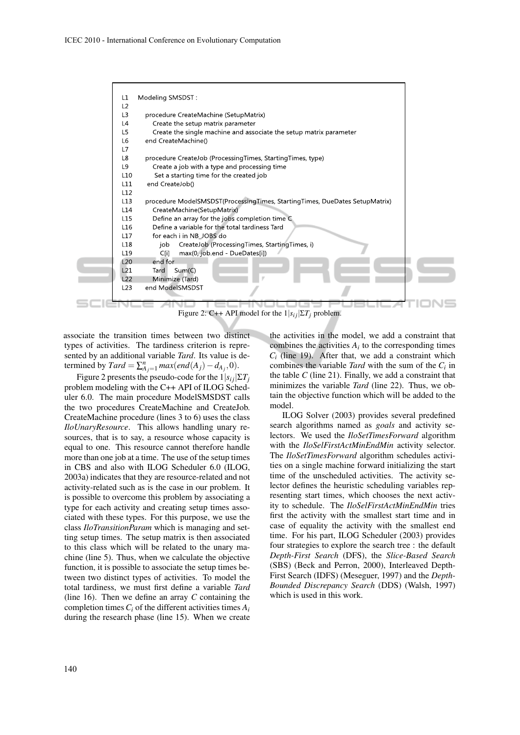```
L1    Modeling SMSDST :
L2
L3      procedure CreateMachine (SetupMatrix)
L4         Create the setup matrix parameter
L5         Create the single machine and associate the setup matrix parameter
L6      end CreateMachine()
L7
L8      procedure CreateJob (ProcessingTimes, StartingTimes, type)
L9         Create a job with a type and processing time
L10         Set a starting time for the created job
L11      end CreateJob()
L12
L13     procedure ModelSMSDST(ProcessingTimes, StartingTimes, DueDates SetupMatrix)
L14        CreateMachine(SetupMatrix)
L15        Define an array for the jobs completion time C
L16        Define a variable for the total tardiness Tard
L17        for each i in NB_JOBS do
L18           job    CreateJob (ProcessingTimes, StartingTimes, i)
L19           C[i]    max(0, job.end - DueDates[i])
L20        end for
L21        Tard    Sum(C)
L22        Minimize (Tard)
L23     end ModelSMSDST
```

Figure 2: C++ API model for the $1|s_{ij}|\Sigma T_j$ problem.

associate the transition times between two distinct types of activities. The tardiness criterion is represented by an additional variable *Tard*. Its value is determined by $Tard = \sum_{A_j=1}^{n} max(end(A_j) - d_{A_j}, 0)$.

Figure 2 presents the pseudo-code for the $1|s_{ij}|\Sigma T_j$ problem modeling with the C++ API of ILOG Scheduler 6.0. The main procedure ModelSMSDST calls the two procedures CreateMachine and CreateJob. CreateMachine procedure (lines 3 to 6) uses the class *IloUnaryResource*. This allows handling unary resources, that is to say, a resource whose capacity is equal to one. This resource cannot therefore handle more than one job at a time. The use of the setup times in CBS and also with ILOG Scheduler 6.0 (ILOG, 2003a) indicates that they are resource-related and not activity-related such as is the case in our problem. It is possible to overcome this problem by associating a type for each activity and creating setup times associated with these types. For this purpose, we use the class *IloTransitionParam* which is managing and setting setup times. The setup matrix is then associated to this class which will be related to the unary machine (line 5). Thus, when we calculate the objective function, it is possible to associate the setup times between two distinct types of activities. To model the total tardiness, we must first define a variable *Tard* (line 16). Then we define an array $C$ containing the completion times $C_i$ of the different activities times $A_i$ during the research phase (line 15). When we create the activities in the model, we add a constraint that combines the activities $A_i$ to the corresponding times $C_i$ (line 19). After that, we add a constraint which combines the variable *Tard* with the sum of the $C_i$ in the table $C$ (line 21). Finally, we add a constraint that minimizes the variable *Tard* (line 22). Thus, we obtain the objective function which will be added to the model.

ILOG Solver (2003) provides several predefined search algorithms named as *goals* and activity selectors. We used the *IloSetTimesForward* algorithm with the *IloSelFirstActMinEndMin* activity selector. The *IloSetTimesForward* algorithm schedules activities on a single machine forward initializing the start time of the unscheduled activities. The activity selector defines the heuristic scheduling variables representing start times, which chooses the next activity to schedule. The *IloSelFirstActMinEndMin* tries first the activity with the smallest start time and in case of equality the activity with the smallest end time. For his part, ILOG Scheduler (2003) provides four strategies to explore the search tree : the default *Depth-First Search* (DFS), the *Slice-Based Search* (SBS) (Beck and Perron, 2000), Interleaved Depth-First Search (IDFS) (Meseguer, 1997) and the *Depth-Bounded Discrepancy Search* (DDS) (Walsh, 1997) which is used in this work.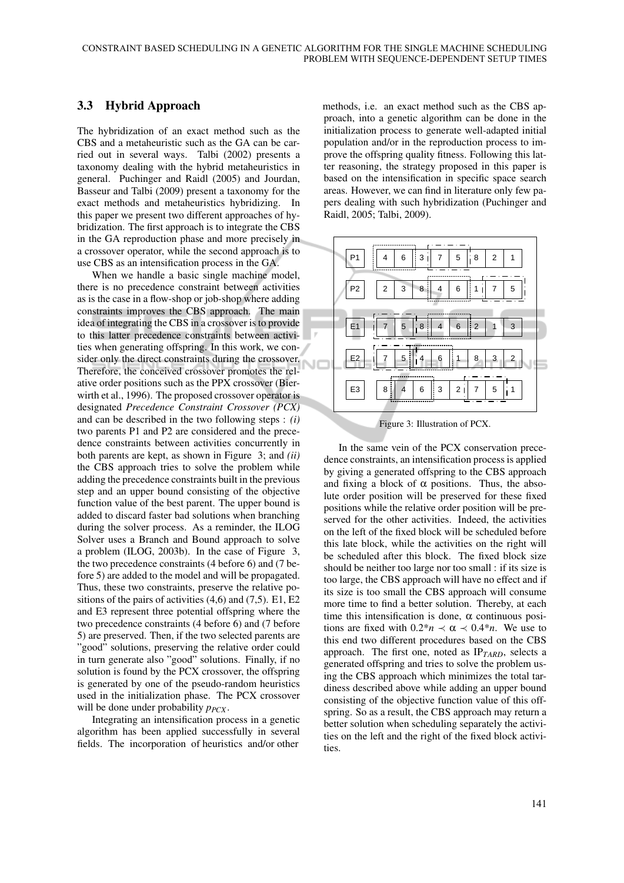### 3.3 Hybrid Approach

The hybridization of an exact method such as the CBS and a metaheuristic such as the GA can be carried out in several ways. Talbi (2002) presents a taxonomy dealing with the hybrid metaheuristics in general. Puchinger and Raidl (2005) and Jourdan, Basseur and Talbi (2009) present a taxonomy for the exact methods and metaheuristics hybridizing. In this paper we present two different approaches of hybridization. The first approach is to integrate the CBS in the GA reproduction phase and more precisely in a crossover operator, while the second approach is to use CBS as an intensification process in the GA.

When we handle a basic single machine model, there is no precedence constraint between activities as is the case in a flow-shop or job-shop where adding constraints improves the CBS approach. The main idea of integrating the CBS in a crossover is to provide to this latter precedence constraints between activities when generating offspring. In this work, we consider only the direct constraints during the crossover. Therefore, the conceived crossover promotes the relative order positions such as the PPX crossover (Bierwirth et al., 1996). The proposed crossover operator is designated *Precedence Constraint Crossover (PCX)* and can be described in the two following steps : *(i)* two parents P1 and P2 are considered and the precedence constraints between activities concurrently in both parents are kept, as shown in Figure 3; and *(ii)* the CBS approach tries to solve the problem while adding the precedence constraints built in the previous step and an upper bound consisting of the objective function value of the best parent. The upper bound is added to discard faster bad solutions when branching during the solver process. As a reminder, the ILOG Solver uses a Branch and Bound approach to solve a problem (ILOG, 2003b). In the case of Figure 3, the two precedence constraints (4 before 6) and (7 before 5) are added to the model and will be propagated. Thus, these two constraints, preserve the relative positions of the pairs of activities (4,6) and (7,5). E1, E2 and E3 represent three potential offspring where the two precedence constraints (4 before 6) and (7 before 5) are preserved. Then, if the two selected parents are "good" solutions, preserving the relative order could in turn generate also "good" solutions. Finally, if no solution is found by the PCX crossover, the offspring is generated by one of the pseudo-random heuristics used in the initialization phase. The PCX crossover will be done under probability $p_{PCX}$.

Integrating an intensification process in a genetic algorithm has been applied successfully in several fields. The incorporation of heuristics and/or other methods, i.e. an exact method such as the CBS approach, into a genetic algorithm can be done in the initialization process to generate well-adapted initial population and/or in the reproduction process to improve the offspring quality fitness. Following this latter reasoning, the strategy proposed in this paper is based on the intensification in specific space search areas. However, we can find in literature only few papers dealing with such hybridization (Puchinger and Raidl, 2005; Talbi, 2009).

| | | | | | | | | |
|---|---|---|---|---|---|---|---|---|
| P1 | 4 | 6 | 3 | 7 | 5 | 8 | 2 | 1 |
| P2 | 2 | 3 | 8 | 4 | 6 | 1 | 7 | 5 |
| E1 | 7 | 5 | 8 | 4 | 6 | 2 | 1 | 3 |
| E2 | 7 | 5 | 4 | 6 | 1 | 8 | 3 | 2 |
| E3 | 8 | 4 | 6 | 3 | 2 | 7 | 5 | 1 |

Figure 3: Illustration of PCX.

In the same vein of the PCX conservation precedence constraints, an intensification process is applied by giving a generated offspring to the CBS approach and fixing a block of $\alpha$ positions. Thus, the absolute order position will be preserved for these fixed positions while the relative order position will be preserved for the other activities. Indeed, the activities on the left of the fixed block will be scheduled before this late block, while the activities on the right will be scheduled after this block. The fixed block size should be neither too large nor too small : if its size is too large, the CBS approach will have no effect and if its size is too small the CBS approach will consume more time to find a better solution. Thereby, at each time this intensification is done, $\alpha$ continuous positions are fixed with $0.2*n \prec \alpha \prec 0.4*n$. We use to this end two different procedures based on the CBS approach. The first one, noted as $IP_{TARD}$, selects a generated offspring and tries to solve the problem using the CBS approach which minimizes the total tardiness described above while adding an upper bound consisting of the objective function value of this offspring. So as a result, the CBS approach may return a better solution when scheduling separately the activities on the left and the right of the fixed block activities.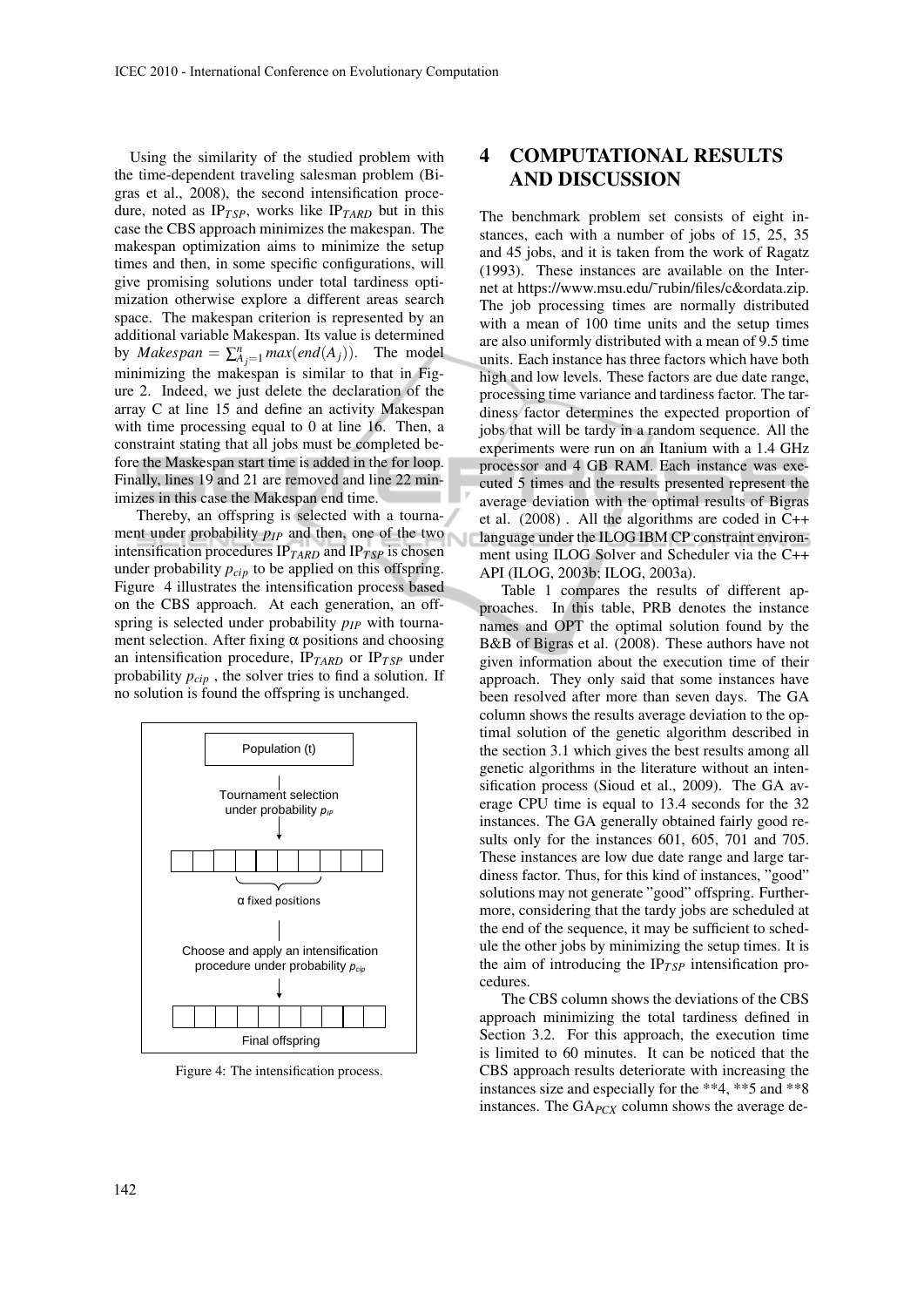Using the similarity of the studied problem with the time-dependent traveling salesman problem (Bigras et al., 2008), the second intensification procedure, noted as $IP_{TSP}$, works like $IP_{TARD}$ but in this case the CBS approach minimizes the makespan. The makespan optimization aims to minimize the setup times and then, in some specific configurations, will give promising solutions under total tardiness optimization otherwise explore a different areas search space. The makespan criterion is represented by an additional variable Makespan. Its value is determined by $Makespan = \sum_{A_j=1}^{n} max(end(A_j))$. The model minimizing the makespan is similar to that in Figure 2. Indeed, we just delete the declaration of the array C at line 15 and define an activity Makespan with time processing equal to 0 at line 16. Then, a constraint stating that all jobs must be completed before the Maskespan start time is added in the for loop. Finally, lines 19 and 21 are removed and line 22 minimizes in this case the Makespan end time.

Thereby, an offspring is selected with a tournament under probability $p_{IP}$ and then, one of the two intensification procedures $IP_{TARD}$ and $IP_{TSP}$ is chosen under probability $p_{cip}$ to be applied on this offspring. Figure 4 illustrates the intensification process based on the CBS approach. At each generation, an offspring is selected under probability $p_{IP}$ with tournament selection. After fixing $\alpha$ positions and choosing an intensification procedure, $IP_{TARD}$ or $IP_{TSP}$ under probability $p_{cip}$ , the solver tries to find a solution. If no solution is found the offspring is unchanged.

Population (t)

Tournament selection under probability $p_{IP}$

$\alpha$ fixed positions

Choose and apply an intensification procedure under probability $p_{cip}$

Final offspring

Figure 4: The intensification process.

## 4 COMPUTATIONAL RESULTS AND DISCUSSION

The benchmark problem set consists of eight instances, each with a number of jobs of 15, 25, 35 and 45 jobs, and it is taken from the work of Ragatz (1993). These instances are available on the Internet at https://www.msu.edu/˜rubin/files/c&ordata.zip. The job processing times are normally distributed with a mean of 100 time units and the setup times are also uniformly distributed with a mean of 9.5 time units. Each instance has three factors which have both high and low levels. These factors are due date range, processing time variance and tardiness factor. The tardiness factor determines the expected proportion of jobs that will be tardy in a random sequence. All the experiments were run on an Itanium with a 1.4 GHz processor and 4 GB RAM. Each instance was executed 5 times and the results presented represent the average deviation with the optimal results of Bigras et al. (2008) . All the algorithms are coded in C++ language under the ILOG IBM CP constraint environment using ILOG Solver and Scheduler via the C++ API (ILOG, 2003b; ILOG, 2003a).

Table 1 compares the results of different approaches. In this table, PRB denotes the instance names and OPT the optimal solution found by the B&B of Bigras et al. (2008). These authors have not given information about the execution time of their approach. They only said that some instances have been resolved after more than seven days. The GA column shows the results average deviation to the optimal solution of the genetic algorithm described in the section 3.1 which gives the best results among all genetic algorithms in the literature without an intensification process (Sioud et al., 2009). The GA average CPU time is equal to 13.4 seconds for the 32 instances. The GA generally obtained fairly good results only for the instances 601, 605, 701 and 705. These instances are low due date range and large tardiness factor. Thus, for this kind of instances, "good" solutions may not generate "good" offspring. Furthermore, considering that the tardy jobs are scheduled at the end of the sequence, it may be sufficient to schedule the other jobs by minimizing the setup times. It is the aim of introducing the $IP_{TSP}$ intensification procedures.

The CBS column shows the deviations of the CBS approach minimizing the total tardiness defined in Section 3.2. For this approach, the execution time is limited to 60 minutes. It can be noticed that the CBS approach results deteriorate with increasing the instances size and especially for the **4, **5 and **8 instances. The $GA_{PCX}$ column shows the average de-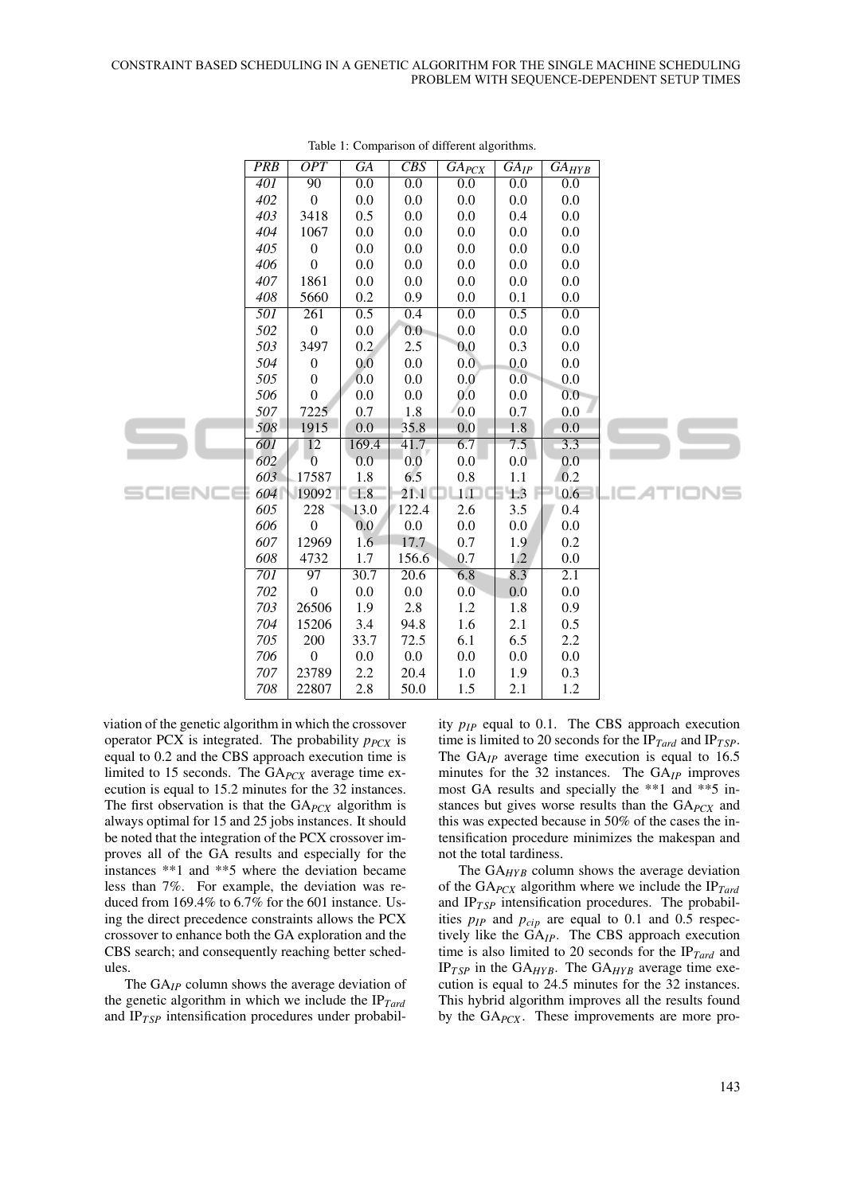Table 1: Comparison of different algorithms.

| *PRB* | *OPT* | *GA* | *CBS* | $GA_{PCX}$ | $GA_{IP}$ | $GA_{HYB}$ |
|---|---|---|---|---|---|---|
| *401* | 90 | 0.0 | 0.0 | 0.0 | 0.0 | 0.0 |
| *402* | 0 | 0.0 | 0.0 | 0.0 | 0.0 | 0.0 |
| *403* | 3418 | 0.5 | 0.0 | 0.0 | 0.4 | 0.0 |
| *404* | 1067 | 0.0 | 0.0 | 0.0 | 0.0 | 0.0 |
| *405* | 0 | 0.0 | 0.0 | 0.0 | 0.0 | 0.0 |
| *406* | 0 | 0.0 | 0.0 | 0.0 | 0.0 | 0.0 |
| *407* | 1861 | 0.0 | 0.0 | 0.0 | 0.0 | 0.0 |
| *408* | 5660 | 0.2 | 0.9 | 0.0 | 0.1 | 0.0 |
| *501* | 261 | 0.5 | 0.4 | 0.0 | 0.5 | 0.0 |
| *502* | 0 | 0.0 | 0.0 | 0.0 | 0.0 | 0.0 |
| *503* | 3497 | 0.2 | 2.5 | 0.0 | 0.3 | 0.0 |
| *504* | 0 | 0.0 | 0.0 | 0.0 | 0.0 | 0.0 |
| *505* | 0 | 0.0 | 0.0 | 0.0 | 0.0 | 0.0 |
| *506* | 0 | 0.0 | 0.0 | 0.0 | 0.0 | 0.0 |
| *507* | 7225 | 0.7 | 1.8 | 0.0 | 0.7 | 0.0 |
| *508* | 1915 | 0.0 | 35.8 | 0.0 | 1.8 | 0.0 |
| *601* | 12 | 169.4 | 41.7 | 6.7 | 7.5 | 3.3 |
| *602* | 0 | 0.0 | 0.0 | 0.0 | 0.0 | 0.0 |
| *603* | 17587 | 1.8 | 6.5 | 0.8 | 1.1 | 0.2 |
| *604* | 19092 | 1.8 | 21.1 | 1.1 | 1.3 | 0.6 |
| *605* | 228 | 13.0 | 122.4 | 2.6 | 3.5 | 0.4 |
| *606* | 0 | 0.0 | 0.0 | 0.0 | 0.0 | 0.0 |
| *607* | 12969 | 1.6 | 17.7 | 0.7 | 1.9 | 0.2 |
| *608* | 4732 | 1.7 | 156.6 | 0.7 | 1.2 | 0.0 |
| *701* | 97 | 30.7 | 20.6 | 6.8 | 8.3 | 2.1 |
| *702* | 0 | 0.0 | 0.0 | 0.0 | 0.0 | 0.0 |
| *703* | 26506 | 1.9 | 2.8 | 1.2 | 1.8 | 0.9 |
| *704* | 15206 | 3.4 | 94.8 | 1.6 | 2.1 | 0.5 |
| *705* | 200 | 33.7 | 72.5 | 6.1 | 6.5 | 2.2 |
| *706* | 0 | 0.0 | 0.0 | 0.0 | 0.0 | 0.0 |
| *707* | 23789 | 2.2 | 20.4 | 1.0 | 1.9 | 0.3 |
| *708* | 22807 | 2.8 | 50.0 | 1.5 | 2.1 | 1.2 |

viation of the genetic algorithm in which the crossover operator PCX is integrated. The probability $p_{PCX}$ is equal to 0.2 and the CBS approach execution time is limited to 15 seconds. The $GA_{PCX}$ average time execution is equal to 15.2 minutes for the 32 instances. The first observation is that the $GA_{PCX}$ algorithm is always optimal for 15 and 25 jobs instances. It should be noted that the integration of the PCX crossover improves all of the GA results and especially for the instances **1 and **5 where the deviation became less than 7%. For example, the deviation was reduced from 169.4% to 6.7% for the 601 instance. Using the direct precedence constraints allows the PCX crossover to enhance both the GA exploration and the CBS search; and consequently reaching better schedules.

The $GA_{IP}$ column shows the average deviation of the genetic algorithm in which we include the $IP_{Tard}$ and $IP_{TSP}$ intensification procedures under probability $p_{IP}$ equal to 0.1. The CBS approach execution time is limited to 20 seconds for the $IP_{Tard}$ and $IP_{TSP}$. The $GA_{IP}$ average time execution is equal to 16.5 minutes for the 32 instances. The $GA_{IP}$ improves most GA results and specially the **1 and **5 instances but gives worse results than the $GA_{PCX}$ and this was expected because in 50% of the cases the intensification procedure minimizes the makespan and not the total tardiness.

The $GA_{HYB}$ column shows the average deviation of the $GA_{PCX}$ algorithm where we include the $IP_{Tard}$ and $IP_{TSP}$ intensification procedures. The probabilities $p_{IP}$ and $p_{cip}$ are equal to 0.1 and 0.5 respectively like the $GA_{IP}$. The CBS approach execution time is also limited to 20 seconds for the $IP_{Tard}$ and $IP_{TSP}$ in the $GA_{HYB}$. The $GA_{HYB}$ average time execution is equal to 24.5 minutes for the 32 instances. This hybrid algorithm improves all the results found by the $GA_{PCX}$. These improvements are more pro-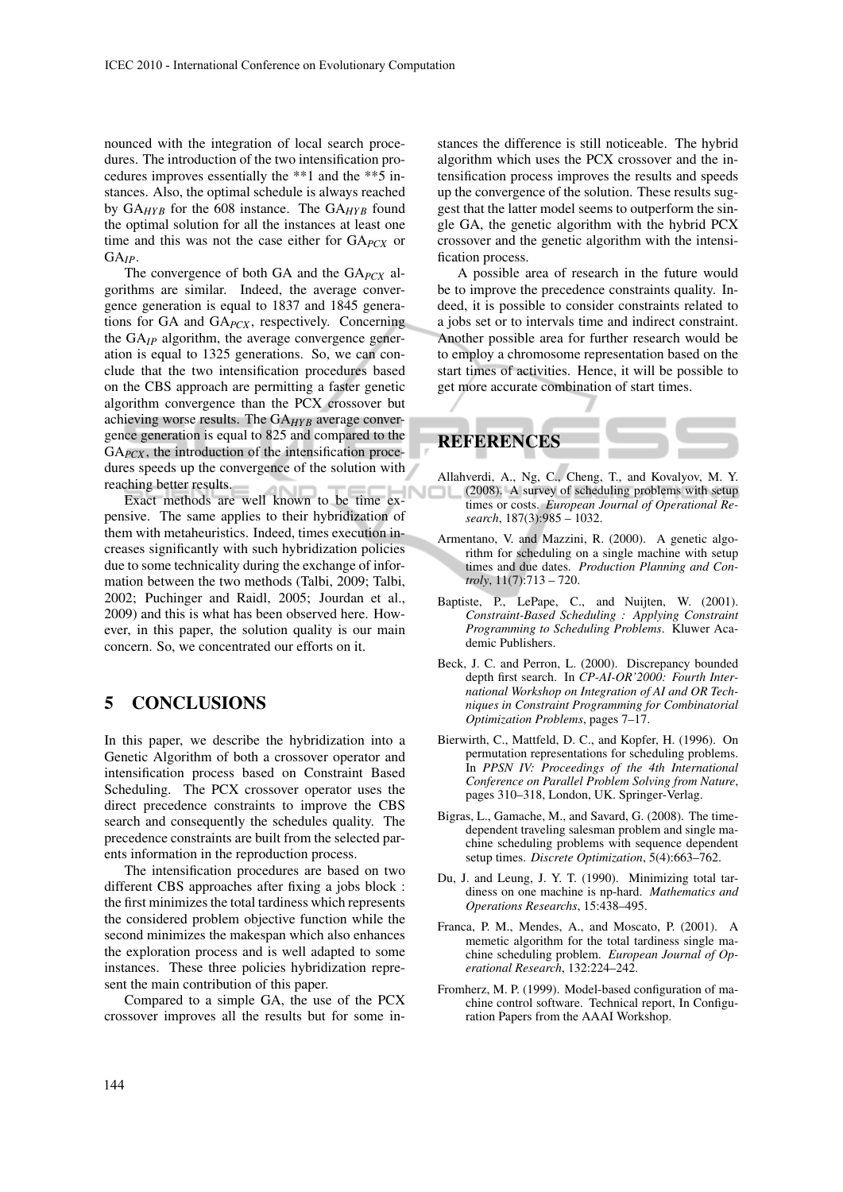nounced with the integration of local search procedures. The introduction of the two intensification procedures improves essentially the **1 and the **5 instances. Also, the optimal schedule is always reached by $GA_{HYB}$ for the 608 instance. The $GA_{HYB}$ found the optimal solution for all the instances at least one time and this was not the case either for $GA_{PCX}$ or $GA_{IP}$.

The convergence of both GA and the $GA_{PCX}$ algorithms are similar. Indeed, the average convergence generation is equal to 1837 and 1845 generations for GA and $GA_{PCX}$, respectively. Concerning the $GA_{IP}$ algorithm, the average convergence generation is equal to 1325 generations. So, we can conclude that the two intensification procedures based on the CBS approach are permitting a faster genetic algorithm convergence than the PCX crossover but achieving worse results. The $GA_{HYB}$ average convergence generation is equal to 825 and compared to the $GA_{PCX}$, the introduction of the intensification procedures speeds up the convergence of the solution with reaching better results.

Exact methods are well known to be time expensive. The same applies to their hybridization of them with metaheuristics. Indeed, times execution increases significantly with such hybridization policies due to some technicality during the exchange of information between the two methods (Talbi, 2009; Talbi, 2002; Puchinger and Raidl, 2005; Jourdan et al., 2009) and this is what has been observed here. However, in this paper, the solution quality is our main concern. So, we concentrated our efforts on it.

## 5 CONCLUSIONS

In this paper, we describe the hybridization into a Genetic Algorithm of both a crossover operator and intensification process based on Constraint Based Scheduling. The PCX crossover operator uses the direct precedence constraints to improve the CBS search and consequently the schedules quality. The precedence constraints are built from the selected parents information in the reproduction process.

The intensification procedures are based on two different CBS approaches after fixing a jobs block : the first minimizes the total tardiness which represents the considered problem objective function while the second minimizes the makespan which also enhances the exploration process and is well adapted to some instances. These three policies hybridization represent the main contribution of this paper.

Compared to a simple GA, the use of the PCX crossover improves all the results but for some instances the difference is still noticeable. The hybrid algorithm which uses the PCX crossover and the intensification process improves the results and speeds up the convergence of the solution. These results suggest that the latter model seems to outperform the single GA, the genetic algorithm with the hybrid PCX crossover and the genetic algorithm with the intensification process.

A possible area of research in the future would be to improve the precedence constraints quality. Indeed, it is possible to consider constraints related to a jobs set or to intervals time and indirect constraint. Another possible area for further research would be to employ a chromosome representation based on the start times of activities. Hence, it will be possible to get more accurate combination of start times.

## REFERENCES

Allahverdi, A., Ng, C., Cheng, T., and Kovalyov, M. Y. (2008). A survey of scheduling problems with setup times or costs. *European Journal of Operational Research*, 187(3):985 – 1032.

Armentano, V. and Mazzini, R. (2000). A genetic algorithm for scheduling on a single machine with setup times and due dates. *Production Planning and Controly*, 11(7):713 – 720.

Baptiste, P., LePape, C., and Nuijten, W. (2001). *Constraint-Based Scheduling : Applying Constraint Programming to Scheduling Problems*. Kluwer Academic Publishers.

Beck, J. C. and Perron, L. (2000). Discrepancy bounded depth first search. In *CP-AI-OR'2000: Fourth International Workshop on Integration of AI and OR Techniques in Constraint Programming for Combinatorial Optimization Problems*, pages 7–17.

Bierwirth, C., Mattfeld, D. C., and Kopfer, H. (1996). On permutation representations for scheduling problems. In *PPSN IV: Proceedings of the 4th International Conference on Parallel Problem Solving from Nature*, pages 310–318, London, UK. Springer-Verlag.

Bigras, L., Gamache, M., and Savard, G. (2008). The time-dependent traveling salesman problem and single machine scheduling problems with sequence dependent setup times. *Discrete Optimization*, 5(4):663–762.

Du, J. and Leung, J. Y. T. (1990). Minimizing total tardiness on one machine is np-hard. *Mathematics and Operations Researchs*, 15:438–495.

Franca, P. M., Mendes, A., and Moscato, P. (2001). A memetic algorithm for the total tardiness single machine scheduling problem. *European Journal of Operational Research*, 132:224–242.

Fromherz, M. P. (1999). Model-based configuration of machine control software. Technical report, In Configuration Papers from the AAAI Workshop.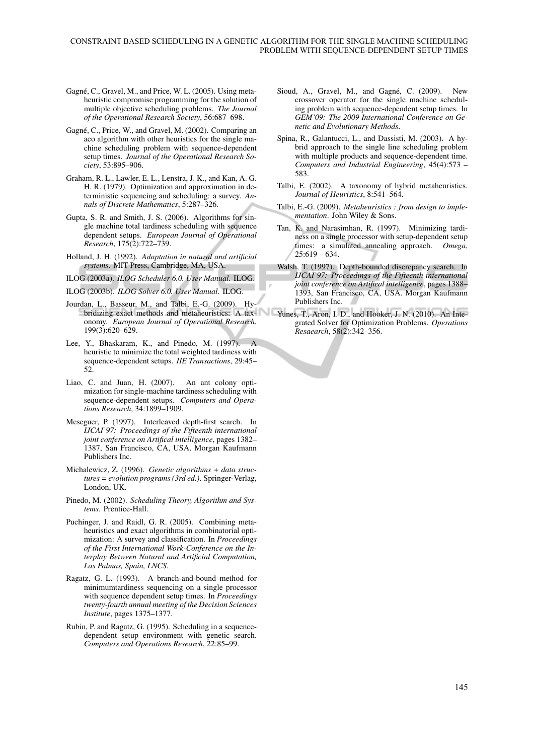Gagné, C., Gravel, M., and Price, W. L. (2005). Using metaheuristic compromise programming for the solution of multiple objective scheduling problems. *The Journal of the Operational Research Society*, 56:687–698.

Gagné, C., Price, W., and Gravel, M. (2002). Comparing an aco algorithm with other heuristics for the single machine scheduling problem with sequence-dependent setup times. *Journal of the Operational Research Society*, 53:895–906.

Graham, R. L., Lawler, E. L., Lenstra, J. K., and Kan, A. G. H. R. (1979). Optimization and approximation in deterministic sequencing and scheduling: a survey. *Annals of Discrete Mathematics*, 5:287–326.

Gupta, S. R. and Smith, J. S. (2006). Algorithms for single machine total tardiness scheduling with sequence dependent setups. *European Journal of Operational Research*, 175(2):722–739.

Holland, J. H. (1992). *Adaptation in natural and artificial systems*. MIT Press, Cambridge, MA, USA.

ILOG (2003a). *ILOG Scheduler 6.0. User Manual*. ILOG.

ILOG (2003b). *ILOG Solver 6.0. User Manual*. ILOG.

Jourdan, L., Basseur, M., and Talbi, E.-G. (2009). Hybridizing exact methods and metaheuristics: A taxonomy. *European Journal of Operational Research*, 199(3):620–629.

Lee, Y., Bhaskaram, K., and Pinedo, M. (1997). A heuristic to minimize the total weighted tardiness with sequence-dependent setups. *IIE Transactions*, 29:45–52.

Liao, C. and Juan, H. (2007). An ant colony optimization for single-machine tardiness scheduling with sequence-dependent setups. *Computers and Operations Research*, 34:1899–1909.

Meseguer, P. (1997). Interleaved depth-first search. In *IJCAI'97: Proceedings of the Fifteenth international joint conference on Artifical intelligence*, pages 1382–1387, San Francisco, CA, USA. Morgan Kaufmann Publishers Inc.

Michalewicz, Z. (1996). *Genetic algorithms + data structures = evolution programs (3rd ed.)*. Springer-Verlag, London, UK.

Pinedo, M. (2002). *Scheduling Theory, Algorithm and Systems*. Prentice-Hall.

Puchinger, J. and Raidl, G. R. (2005). Combining metaheuristics and exact algorithms in combinatorial optimization: A survey and classification. In *Proceedings of the First International Work-Conference on the Interplay Between Natural and Artificial Computation, Las Palmas, Spain, LNCS*.

Ragatz, G. L. (1993). A branch-and-bound method for minimumtardiness sequencing on a single processor with sequence dependent setup times. In *Proceedings twenty-fourth annual meeting of the Decision Sciences Institute*, pages 1375–1377.

Rubin, P. and Ragatz, G. (1995). Scheduling in a sequence-dependent setup environment with genetic search. *Computers and Operations Research*, 22:85–99.

Sioud, A., Gravel, M., and Gagné, C. (2009). New crossover operator for the single machine scheduling problem with sequence-dependent setup times. In *GEM'09: The 2009 International Conference on Genetic and Evolutionary Methods*.

Spina, R., Galantucci, L., and Dassisti, M. (2003). A hybrid approach to the single line scheduling problem with multiple products and sequence-dependent time. *Computers and Industrial Engineering*, 45(4):573 – 583.

Talbi, E. (2002). A taxonomy of hybrid metaheuristics. *Journal of Heuristics*, 8:541–564.

Talbi, E.-G. (2009). *Metaheuristics : from design to implementation*. John Wiley & Sons.

Tan, K. and Narasimhan, R. (1997). Minimizing tardiness on a single processor with setup-dependent setup times: a simulated annealing approach. *Omega*, 25:619 – 634.

Walsh, T. (1997). Depth-bounded discrepancy search. In *IJCAI'97: Proceedings of the Fifteenth international joint conference on Artifical intelligence*, pages 1388–1393, San Francisco, CA, USA. Morgan Kaufmann Publishers Inc.

Yunes, T., Aron, I. D., and Hooker, J. N. (2010). An Integrated Solver for Optimization Problems. *Operations Resaearch*, 58(2):342–356.